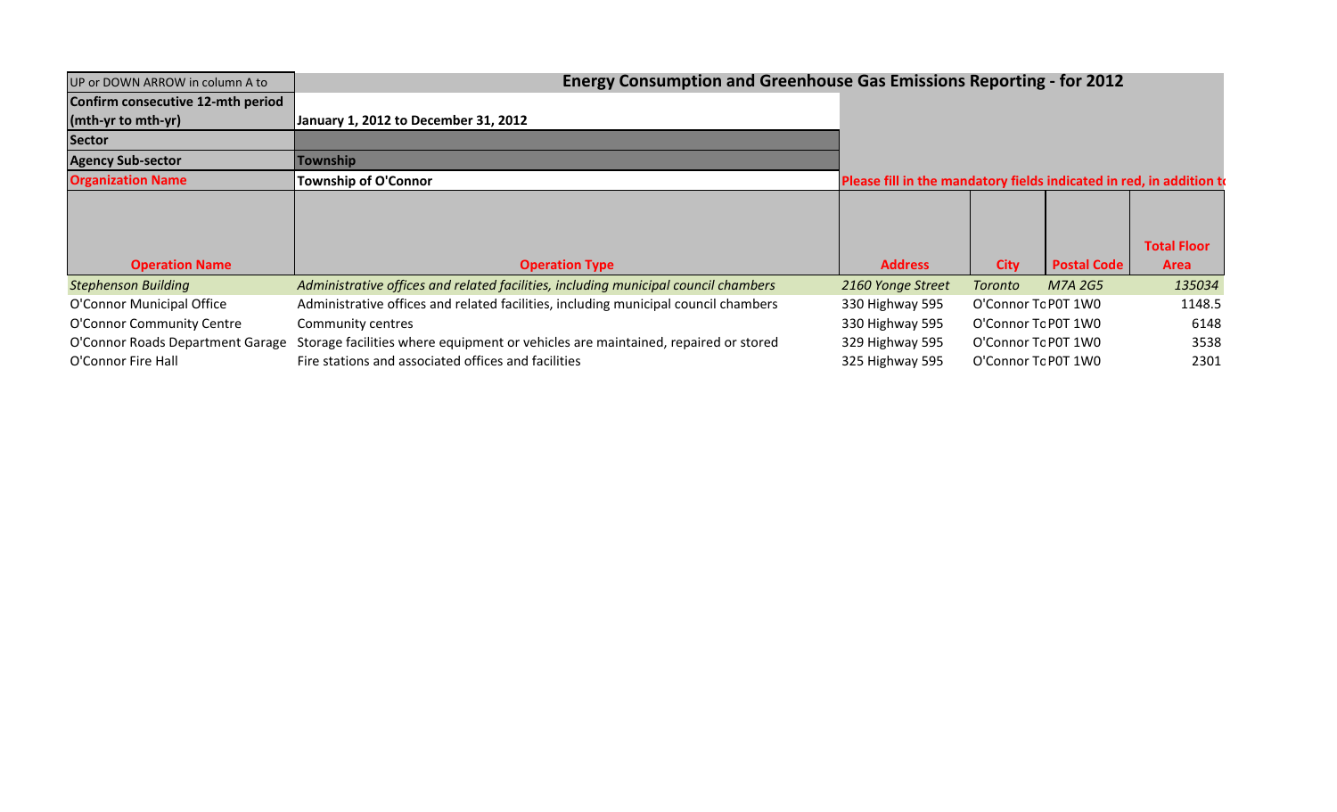| UP or DOWN ARROW in column A to | **Energy Consumption and Greenhouse Gas Emissions Reporting - for 2012** | | | | |
|---|---|---|---|---|---|
| **Confirm consecutive 12-mth period (mth-yr to mth-yr)** | **January 1, 2012 to December 31, 2012** | | | | |
| **Sector** | | | | | |
| **Agency Sub-sector** | **Township** | | | | |
| **Organization Name** | **Township of O'Connor** | **Please fill in the mandatory fields indicated in red, in addition to** | | | |
| **Operation Name** | **Operation Type** | **Address** | **City** | **Postal Code** | **Total Floor Area** |
| *Stephenson Building* | *Administrative offices and related facilities, including municipal council chambers* | *2160 Yonge Street* | *Toronto* | *M7A 2G5* | *135034* |
| O'Connor Municipal Office | Administrative offices and related facilities, including municipal council chambers | 330 Highway 595 | O'Connor To | P0T 1W0 | 1148.5 |
| O'Connor Community Centre | Community centres | 330 Highway 595 | O'Connor To | P0T 1W0 | 6148 |
| O'Connor Roads Department Garage | Storage facilities where equipment or vehicles are maintained, repaired or stored | 329 Highway 595 | O'Connor To | P0T 1W0 | 3538 |
| O'Connor Fire Hall | Fire stations and associated offices and facilities | 325 Highway 595 | O'Connor To | P0T 1W0 | 2301 |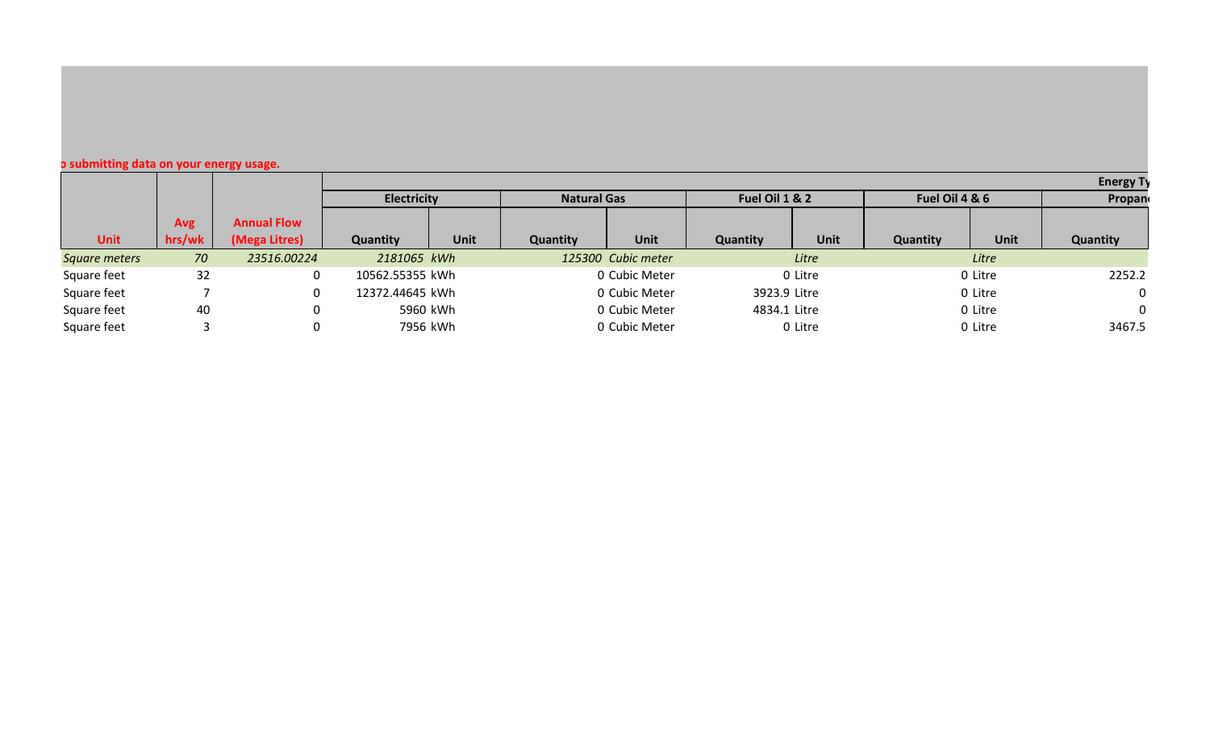o submitting data on your energy usage.

| | | | Energy Ty | | | | | | | | |
|---|---|---|---|---|---|---|---|---|---|---|---|
| | | | Electricity | | Natural Gas | | Fuel Oil 1 & 2 | | Fuel Oil 4 & 6 | | Propan |
| Unit | Avg hrs/wk | Annual Flow (Mega Litres) | Quantity | Unit | Quantity | Unit | Quantity | Unit | Quantity | Unit | Quantity |
| *Square meters* | *70* | *23516.00224* | *2181065* | *kWh* | *125300* | *Cubic meter* | | *Litre* | | *Litre* | |
| Square feet | 32 | 0 | 10562.55355 | kWh | 0 | Cubic Meter | 0 | Litre | 0 | Litre | 2252.2 |
| Square feet | 7 | 0 | 12372.44645 | kWh | 0 | Cubic Meter | 3923.9 | Litre | 0 | Litre | 0 |
| Square feet | 40 | 0 | 5960 | kWh | 0 | Cubic Meter | 4834.1 | Litre | 0 | Litre | 0 |
| Square feet | 3 | 0 | 7956 | kWh | 0 | Cubic Meter | 0 | Litre | 0 | Litre | 3467.5 |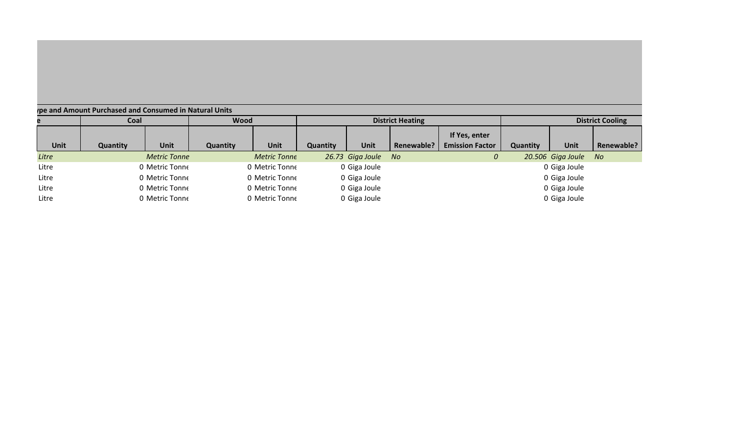**ype and Amount Purchased and Consumed in Natural Units**

| e | Coal | | Wood | | District Heating | | | | District Cooling | | |
|---|---|---|---|---|---|---|---|---|---|---|---|
| Unit | Quantity | Unit | Quantity | Unit | Quantity | Unit | Renewable? | If Yes, enter Emission Factor | Quantity | Unit | Renewable? |
| *Litre* | | *Metric Tonne* | | *Metric Tonne* | *26.73* | *Giga Joule* | *No* | *0* | *20.506* | *Giga Joule* | *No* |
| Litre | 0 | Metric Tonne | 0 | Metric Tonne | 0 | Giga Joule | | | 0 | Giga Joule | |
| Litre | 0 | Metric Tonne | 0 | Metric Tonne | 0 | Giga Joule | | | 0 | Giga Joule | |
| Litre | 0 | Metric Tonne | 0 | Metric Tonne | 0 | Giga Joule | | | 0 | Giga Joule | |
| Litre | 0 | Metric Tonne | 0 | Metric Tonne | 0 | Giga Joule | | | 0 | Giga Joule | |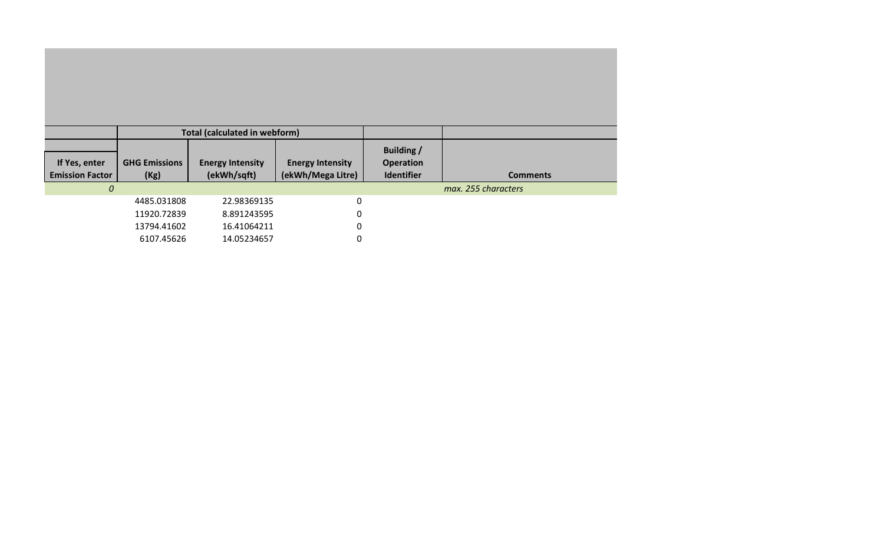| | Total (calculated in webform) | | | | |
|---|---|---|---|---|---|
| If Yes, enter Emission Factor | GHG Emissions (Kg) | Energy Intensity (ekWh/sqft) | Energy Intensity (ekWh/Mega Litre) | Building / Operation Identifier | Comments |
| *0* | | | | | *max. 255 characters* |
| | 4485.031808 | 22.98369135 | 0 | | |
| | 11920.72839 | 8.891243595 | 0 | | |
| | 13794.41602 | 16.41064211 | 0 | | |
| | 6107.45626 | 14.05234657 | 0 | | |